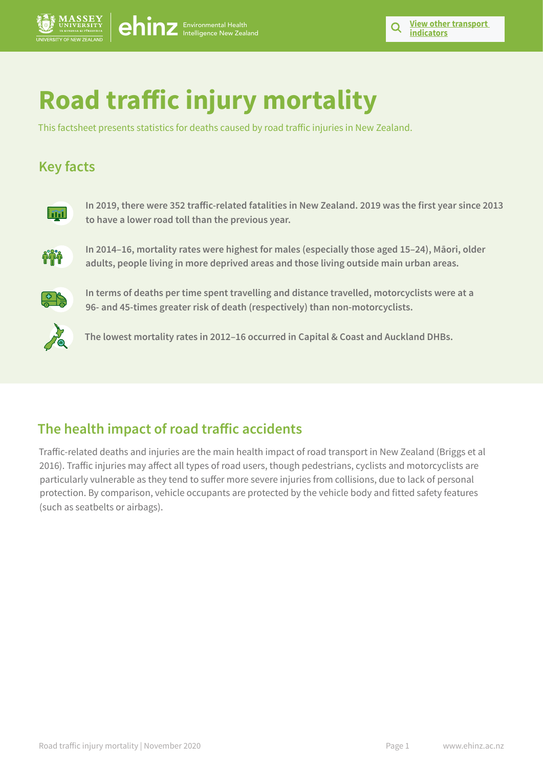# Road traffic injury mortality

This factsheet presents statistics for deaths caused by road traffic injuries in New Zealand.

## Key facts

**In 2019, there were 352 traffic-related fatalities in New Zealand. 2019 was the first year since 2013 to have a lower road toll than the previous year.**

**In 2014–16, mortality rates were highest for males (especially those aged 15–24), Māori, older adults, people living in more deprived areas and those living outside main urban areas.**

**In terms of deaths per time spent travelling and distance travelled, motorcyclists were at a 96- and 45-times greater risk of death (respectively) than non-motorcyclists.**

**The lowest mortality rates in 2012–16 occurred in Capital & Coast and Auckland DHBs.**

## The health impact of road traffic accidents

Traffic-related deaths and injuries are the main health impact of road transport in New Zealand (Briggs et al 2016). Traffic injuries may affect all types of road users, though pedestrians, cyclists and motorcyclists are particularly vulnerable as they tend to suffer more severe injuries from collisions, due to lack of personal protection. By comparison, vehicle occupants are protected by the vehicle body and fitted safety features (such as seatbelts or airbags).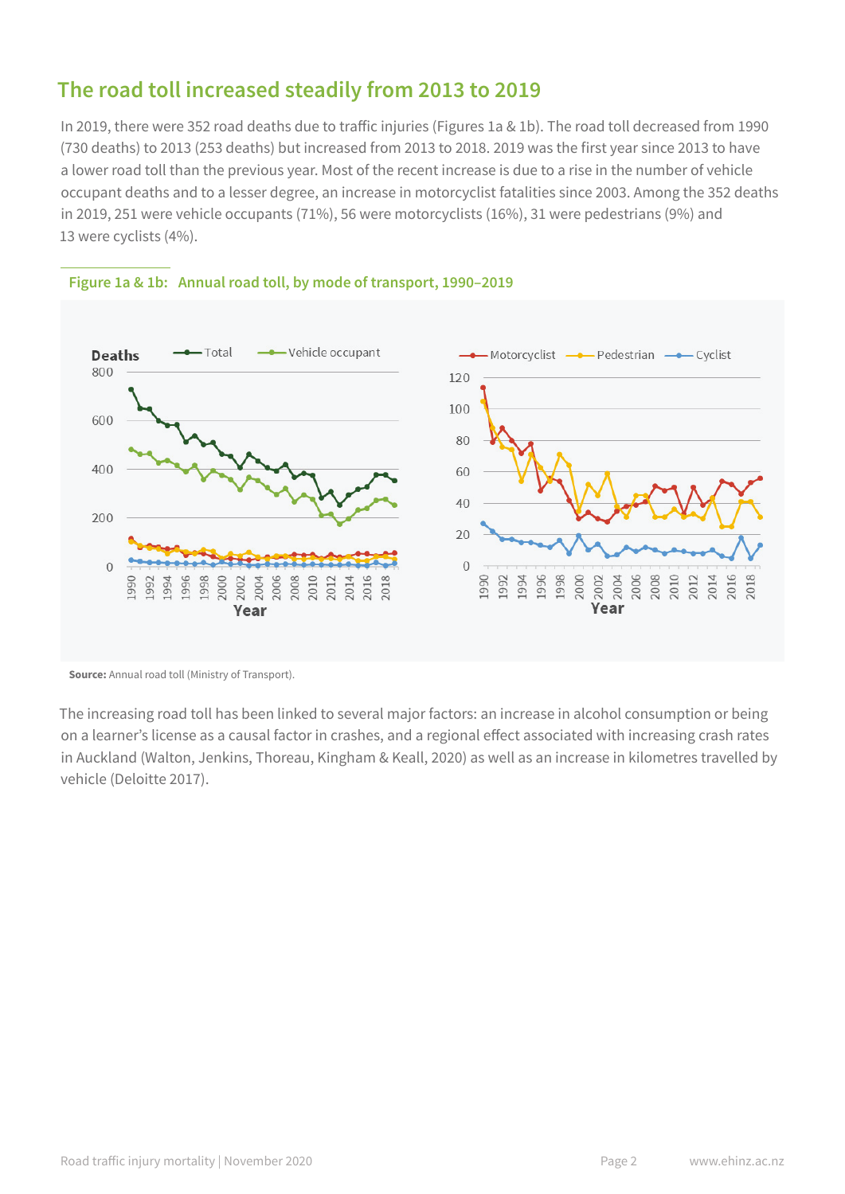## The road toll increased steadily from 2013 to 2019

In 2019, there were 352 road deaths due to traffic injuries (Figures 1a & 1b). The road toll decreased from 1990 (730 deaths) to 2013 (253 deaths) but increased from 2013 to 2018. 2019 was the first year since 2013 to have a lower road toll than the previous year. Most of the recent increase is due to a rise in the number of vehicle occupant deaths and to a lesser degree, an increase in motorcyclist fatalities since 2003. Among the 352 deaths in 2019, 251 were vehicle occupants (71%), 56 were motorcyclists (16%), 31 were pedestrians (9%) and 13 were cyclists (4%).

**Figure 1a & 1b: Annual road toll, by mode of transport, 1990–2019**

**Source:** Annual road toll (Ministry of Transport).

The increasing road toll has been linked to several major factors: an increase in alcohol consumption or being on a learner's license as a causal factor in crashes, and a regional effect associated with increasing crash rates in Auckland (Walton, Jenkins, Thoreau, Kingham & Keall, 2020) as well as an increase in kilometres travelled by vehicle (Deloitte 2017).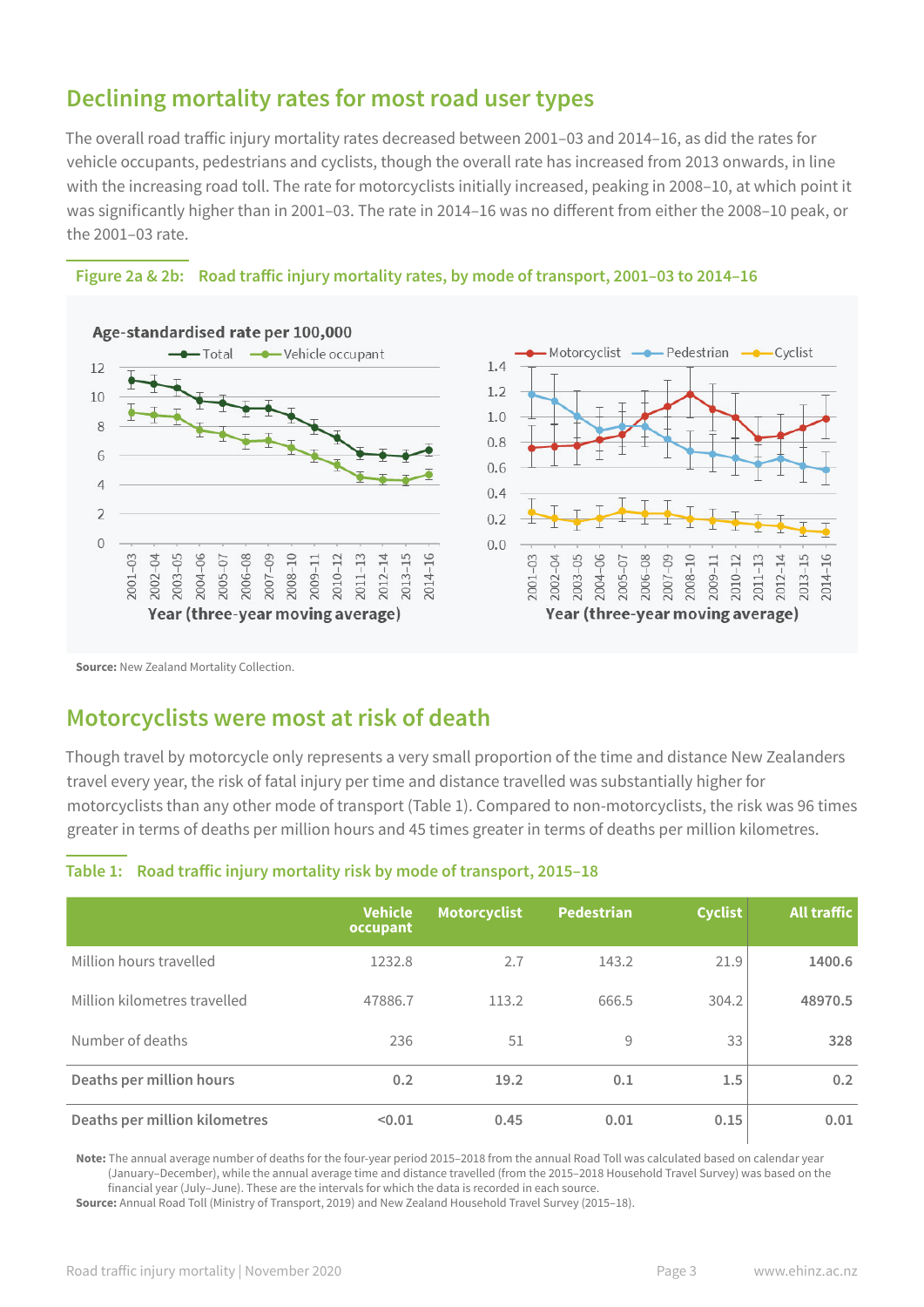## Declining mortality rates for most road user types

The overall road traffic injury mortality rates decreased between 2001–03 and 2014–16, as did the rates for vehicle occupants, pedestrians and cyclists, though the overall rate has increased from 2013 onwards, in line with the increasing road toll. The rate for motorcyclists initially increased, peaking in 2008–10, at which point it was significantly higher than in 2001–03. The rate in 2014–16 was no different from either the 2008–10 peak, or the 2001–03 rate.

**Figure 2a & 2b: Road traffic injury mortality rates, by mode of transport, 2001–03 to 2014–16**

**Source:** New Zealand Mortality Collection.

## Motorcyclists were most at risk of death

Though travel by motorcycle only represents a very small proportion of the time and distance New Zealanders travel every year, the risk of fatal injury per time and distance travelled was substantially higher for motorcyclists than any other mode of transport (Table 1). Compared to non-motorcyclists, the risk was 96 times greater in terms of deaths per million hours and 45 times greater in terms of deaths per million kilometres.

**Table 1: Road traffic injury mortality risk by mode of transport, 2015–18**

| | Vehicle occupant | Motorcyclist | Pedestrian | Cyclist | All traffic |
|---|---|---|---|---|---|
| Million hours travelled | 1232.8 | 2.7 | 143.2 | 21.9 | **1400.6** |
| Million kilometres travelled | 47886.7 | 113.2 | 666.5 | 304.2 | **48970.5** |
| Number of deaths | 236 | 51 | 9 | 33 | **328** |
| **Deaths per million hours** | **0.2** | **19.2** | **0.1** | **1.5** | **0.2** |
| **Deaths per million kilometres** | **<0.01** | **0.45** | **0.01** | **0.15** | **0.01** |

**Note:** The annual average number of deaths for the four-year period 2015–2018 from the annual Road Toll was calculated based on calendar year (January–December), while the annual average time and distance travelled (from the 2015–2018 Household Travel Survey) was based on the financial year (July–June). These are the intervals for which the data is recorded in each source.

**Source:** Annual Road Toll (Ministry of Transport, 2019) and New Zealand Household Travel Survey (2015–18).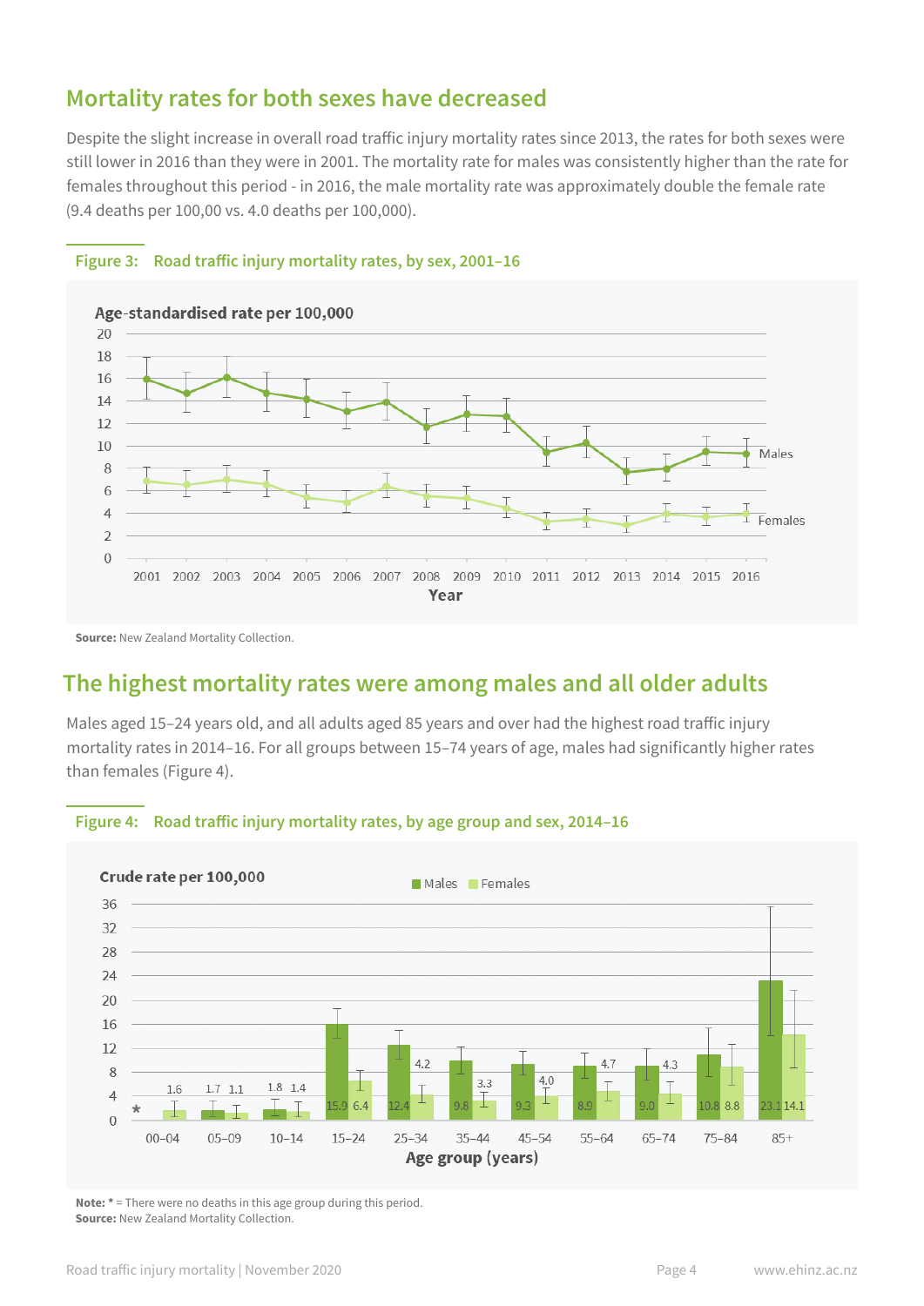## Mortality rates for both sexes have decreased

Despite the slight increase in overall road traffic injury mortality rates since 2013, the rates for both sexes were still lower in 2016 than they were in 2001. The mortality rate for males was consistently higher than the rate for females throughout this period - in 2016, the male mortality rate was approximately double the female rate (9.4 deaths per 100,00 vs. 4.0 deaths per 100,000).

**Figure 3: Road traffic injury mortality rates, by sex, 2001–16**

**Source:** New Zealand Mortality Collection.

## The highest mortality rates were among males and all older adults

Males aged 15–24 years old, and all adults aged 85 years and over had the highest road traffic injury mortality rates in 2014–16. For all groups between 15–74 years of age, males had significantly higher rates than females (Figure 4).

**Figure 4: Road traffic injury mortality rates, by age group and sex, 2014–16**

Crude rate per 100,000

| Age group (years) | Males | Females |
|---|---|---|
| 00–04 | * | 1.6 |
| 05–09 | 1.7 | 1.1 |
| 10–14 | 1.8 | 1.4 |
| 15–24 | 15.9 | 6.4 |
| 25–34 | 12.4 | 4.2 |
| 35–44 | 9.8 | 3.3 |
| 45–54 | 9.3 | 4.0 |
| 55–64 | 8.9 | 4.7 |
| 65–74 | 9.0 | 4.3 |
| 75–84 | 10.8 | 8.8 |
| 85+ | 23.1 | 14.1 |

**Note:** * = There were no deaths in this age group during this period.
**Source:** New Zealand Mortality Collection.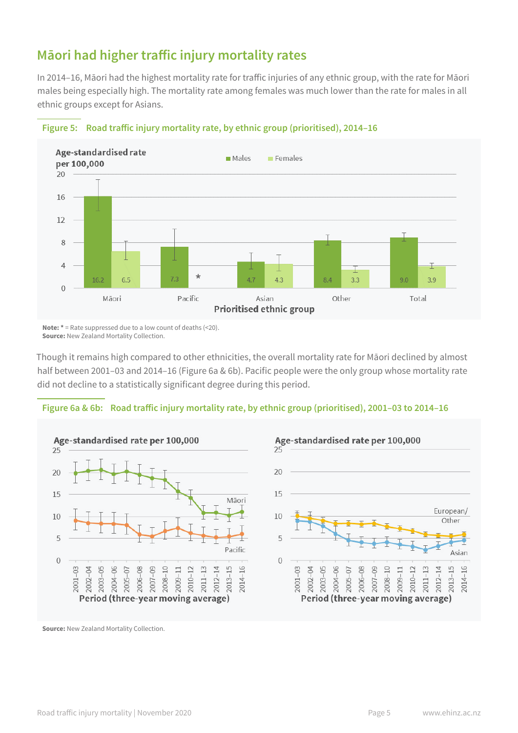## Māori had higher traffic injury mortality rates

In 2014–16, Māori had the highest mortality rate for traffic injuries of any ethnic group, with the rate for Māori males being especially high. The mortality rate among females was much lower than the rate for males in all ethnic groups except for Asians.

**Figure 5: Road traffic injury mortality rate, by ethnic group (prioritised), 2014–16**

| Prioritised ethnic group | Males (age-standardised rate per 100,000) | Females (age-standardised rate per 100,000) |
|---|---|---|
| Māori | 16.2 | 6.5 |
| Pacific | 7.3 | * |
| Asian | 4.7 | 4.3 |
| Other | 8.4 | 3.3 |
| Total | 9.0 | 3.9 |

**Note:** * = Rate suppressed due to a low count of deaths (<20).
**Source:** New Zealand Mortality Collection.

Though it remains high compared to other ethnicities, the overall mortality rate for Māori declined by almost half between 2001–03 and 2014–16 (Figure 6a & 6b). Pacific people were the only group whose mortality rate did not decline to a statistically significant degree during this period.

**Figure 6a & 6b: Road traffic injury mortality rate, by ethnic group (prioritised), 2001–03 to 2014–16**

**Source:** New Zealand Mortality Collection.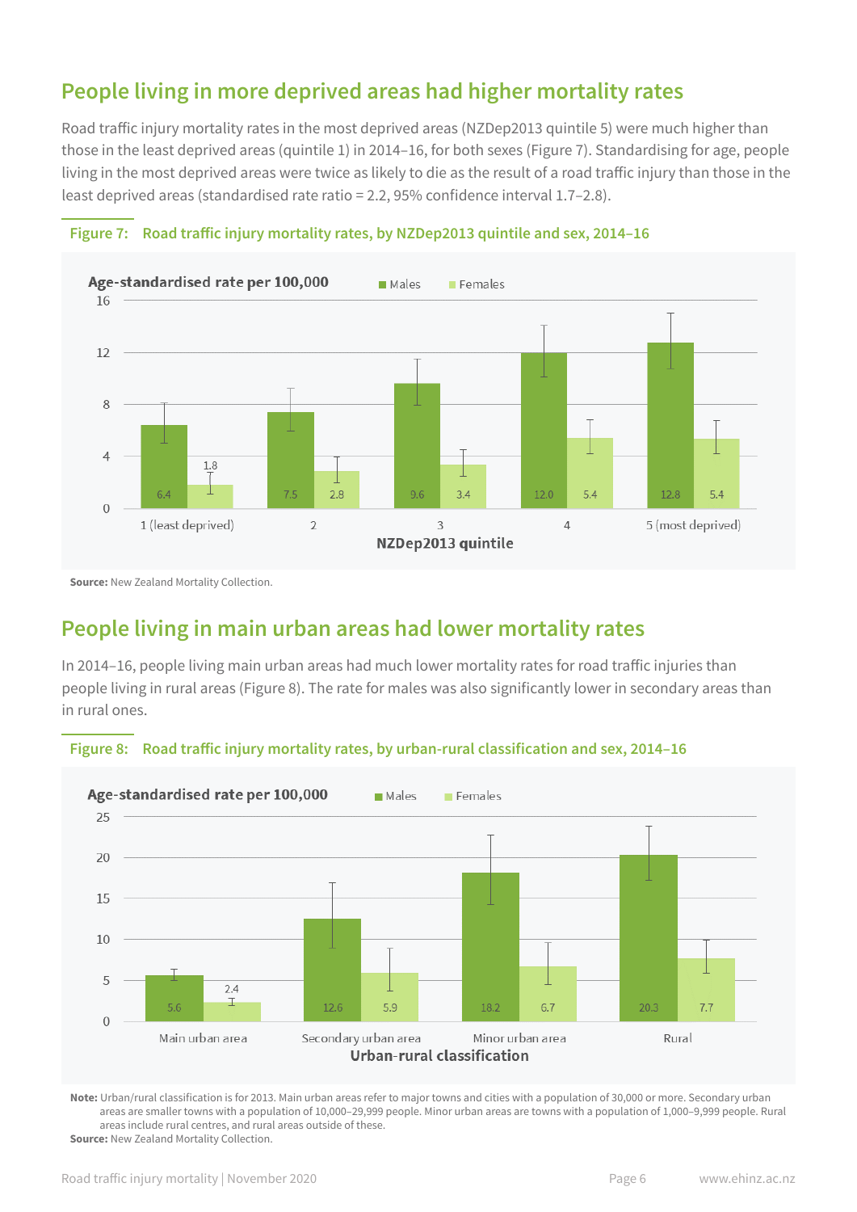## People living in more deprived areas had higher mortality rates

Road traffic injury mortality rates in the most deprived areas (NZDep2013 quintile 5) were much higher than those in the least deprived areas (quintile 1) in 2014–16, for both sexes (Figure 7). Standardising for age, people living in the most deprived areas were twice as likely to die as the result of a road traffic injury than those in the least deprived areas (standardised rate ratio = 2.2, 95% confidence interval 1.7–2.8).

**Figure 7: Road traffic injury mortality rates, by NZDep2013 quintile and sex, 2014–16**

Age-standardised rate per 100,000

| NZDep2013 quintile | Males | Females |
|---|---|---|
| 1 (least deprived) | 6.4 | 1.8 |
| 2 | 7.5 | 2.8 |
| 3 | 9.6 | 3.4 |
| 4 | 12.0 | 5.4 |
| 5 (most deprived) | 12.8 | 5.4 |

**Source:** New Zealand Mortality Collection.

## People living in main urban areas had lower mortality rates

In 2014–16, people living main urban areas had much lower mortality rates for road traffic injuries than people living in rural areas (Figure 8). The rate for males was also significantly lower in secondary areas than in rural ones.

**Figure 8: Road traffic injury mortality rates, by urban-rural classification and sex, 2014–16**

Age-standardised rate per 100,000

| Urban-rural classification | Males | Females |
|---|---|---|
| Main urban area | 5.6 | 2.4 |
| Secondary urban area | 12.6 | 5.9 |
| Minor urban area | 18.2 | 6.7 |
| Rural | 20.3 | 7.7 |

**Note:** Urban/rural classification is for 2013. Main urban areas refer to major towns and cities with a population of 30,000 or more. Secondary urban areas are smaller towns with a population of 10,000–29,999 people. Minor urban areas are towns with a population of 1,000–9,999 people. Rural areas include rural centres, and rural areas outside of these.

**Source:** New Zealand Mortality Collection.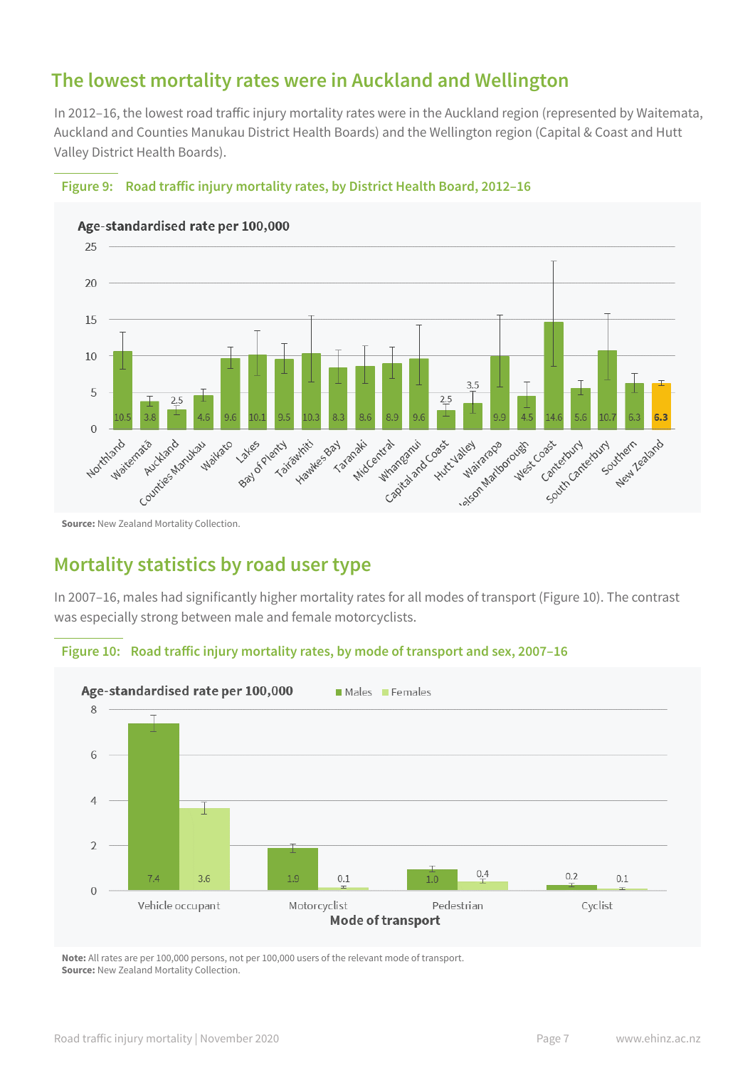## The lowest mortality rates were in Auckland and Wellington

In 2012–16, the lowest road traffic injury mortality rates were in the Auckland region (represented by Waitemata, Auckland and Counties Manukau District Health Boards) and the Wellington region (Capital & Coast and Hutt Valley District Health Boards).

**Figure 9: Road traffic injury mortality rates, by District Health Board, 2012–16**

Age-standardised rate per 100,000

| District Health Board | Rate |
|---|---|
| Northland | 10.5 |
| Waitematā | 3.8 |
| Auckland | 2.5 |
| Counties Manukau | 4.6 |
| Waikato | 9.6 |
| Lakes | 10.1 |
| Bay of Plenty | 9.5 |
| Tairāwhiti | 10.3 |
| Hawkes Bay | 8.3 |
| Taranaki | 8.6 |
| MidCentral | 8.9 |
| Whanganui | 9.6 |
| Capital and Coast | 2.5 |
| Hutt Valley | 3.5 |
| Wairarapa | 9.9 |
| Nelson Marlborough | 4.5 |
| West Coast | 14.6 |
| Canterbury | 5.6 |
| South Canterbury | 10.7 |
| Southern | 6.3 |
| New Zealand | **6.3** |

**Source:** New Zealand Mortality Collection.

## Mortality statistics by road user type

In 2007–16, males had significantly higher mortality rates for all modes of transport (Figure 10). The contrast was especially strong between male and female motorcyclists.

**Figure 10: Road traffic injury mortality rates, by mode of transport and sex, 2007–16**

Age-standardised rate per 100,000

| Mode of transport | Males | Females |
|---|---|---|
| Vehicle occupant | 7.4 | 3.6 |
| Motorcyclist | 1.9 | 0.1 |
| Pedestrian | 1.0 | 0.4 |
| Cyclist | 0.2 | 0.1 |

**Note:** All rates are per 100,000 persons, not per 100,000 users of the relevant mode of transport.
**Source:** New Zealand Mortality Collection.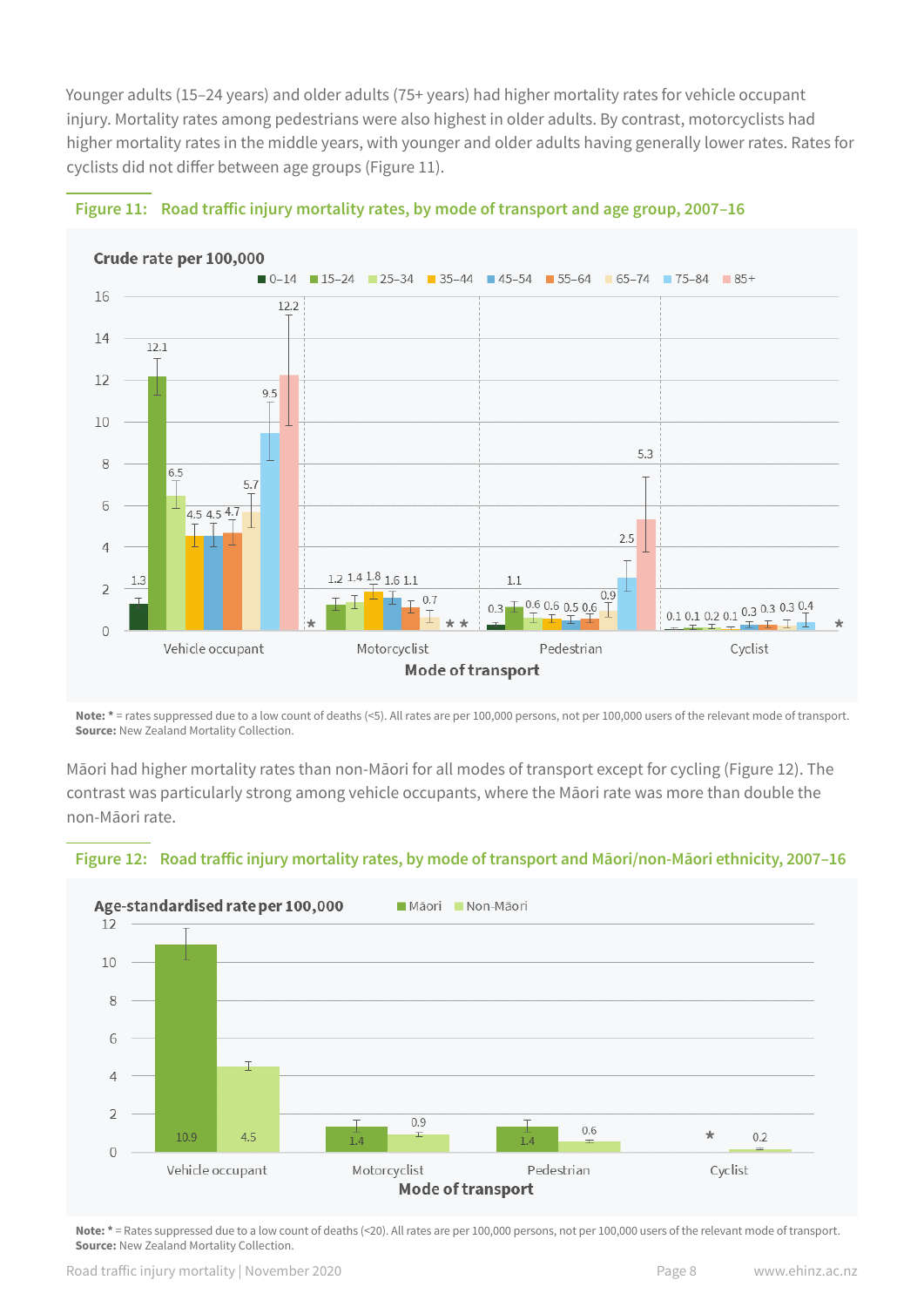Younger adults (15–24 years) and older adults (75+ years) had higher mortality rates for vehicle occupant injury. Mortality rates among pedestrians were also highest in older adults. By contrast, motorcyclists had higher mortality rates in the middle years, with younger and older adults having generally lower rates. Rates for cyclists did not differ between age groups (Figure 11).

**Figure 11: Road traffic injury mortality rates, by mode of transport and age group, 2007–16**

Crude rate per 100,000

| Mode of transport | 0–14 | 15–24 | 25–34 | 35–44 | 45–54 | 55–64 | 65–74 | 75–84 | 85+ |
|---|---|---|---|---|---|---|---|---|---|
| Vehicle occupant | 1.3 | 12.1 | 6.5 | 4.5 | 4.5 | 4.7 | 5.7 | 9.5 | 12.2 |
| Motorcyclist | * | 1.2 | 1.4 | 1.8 | 1.6 | 1.1 | 0.7 | * | * |
| Pedestrian | 0.3 | 1.1 | 0.6 | 0.6 | 0.5 | 0.6 | 0.9 | 2.5 | 5.3 |
| Cyclist | 0.1 | 0.1 | 0.2 | 0.1 | 0.3 | 0.3 | 0.3 | 0.4 | * |

**Note:** * = rates suppressed due to a low count of deaths (<5). All rates are per 100,000 persons, not per 100,000 users of the relevant mode of transport.
**Source:** New Zealand Mortality Collection.

Māori had higher mortality rates than non-Māori for all modes of transport except for cycling (Figure 12). The contrast was particularly strong among vehicle occupants, where the Māori rate was more than double the non-Māori rate.

**Figure 12: Road traffic injury mortality rates, by mode of transport and Māori/non-Māori ethnicity, 2007–16**

Age-standardised rate per 100,000

| Mode of transport | Māori | Non-Māori |
|---|---|---|
| Vehicle occupant | 10.9 | 4.5 |
| Motorcyclist | 1.4 | 0.9 |
| Pedestrian | 1.4 | 0.6 |
| Cyclist | * | 0.2 |

**Note:** * = Rates suppressed due to a low count of deaths (<20). All rates are per 100,000 persons, not per 100,000 users of the relevant mode of transport.
**Source:** New Zealand Mortality Collection.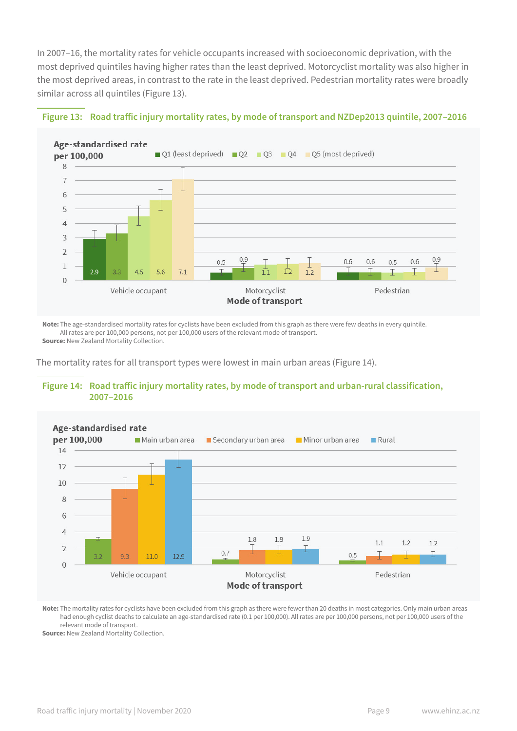In 2007–16, the mortality rates for vehicle occupants increased with socioeconomic deprivation, with the most deprived quintiles having higher rates than the least deprived. Motorcyclist mortality was also higher in the most deprived areas, in contrast to the rate in the least deprived. Pedestrian mortality rates were broadly similar across all quintiles (Figure 13).

**Figure 13: Road traffic injury mortality rates, by mode of transport and NZDep2013 quintile, 2007–2016**

Age-standardised rate per 100,000

| Mode of transport | Q1 (least deprived) | Q2 | Q3 | Q4 | Q5 (most deprived) |
|---|---|---|---|---|---|
| Vehicle occupant | 2.9 | 3.3 | 4.5 | 5.6 | 7.1 |
| Motorcyclist | 0.5 | 0.9 | 1.1 | 1.2 | 1.2 |
| Pedestrian | 0.6 | 0.6 | 0.5 | 0.6 | 0.9 |

**Note:** The age-standardised mortality rates for cyclists have been excluded from this graph as there were few deaths in every quintile. All rates are per 100,000 persons, not per 100,000 users of the relevant mode of transport.
**Source:** New Zealand Mortality Collection.

The mortality rates for all transport types were lowest in main urban areas (Figure 14).

**Figure 14: Road traffic injury mortality rates, by mode of transport and urban-rural classification, 2007–2016**

Age-standardised rate per 100,000

| Mode of transport | Main urban area | Secondary urban area | Minor urban area | Rural |
|---|---|---|---|---|
| Vehicle occupant | 3.2 | 9.3 | 11.0 | 12.9 |
| Motorcyclist | 0.7 | 1.8 | 1.8 | 1.9 |
| Pedestrian | 0.5 | 1.1 | 1.2 | 1.2 |

**Note:** The mortality rates for cyclists have been excluded from this graph as there were fewer than 20 deaths in most categories. Only main urban areas had enough cyclist deaths to calculate an age-standardised rate (0.1 per 100,000). All rates are per 100,000 persons, not per 100,000 users of the relevant mode of transport.
**Source:** New Zealand Mortality Collection.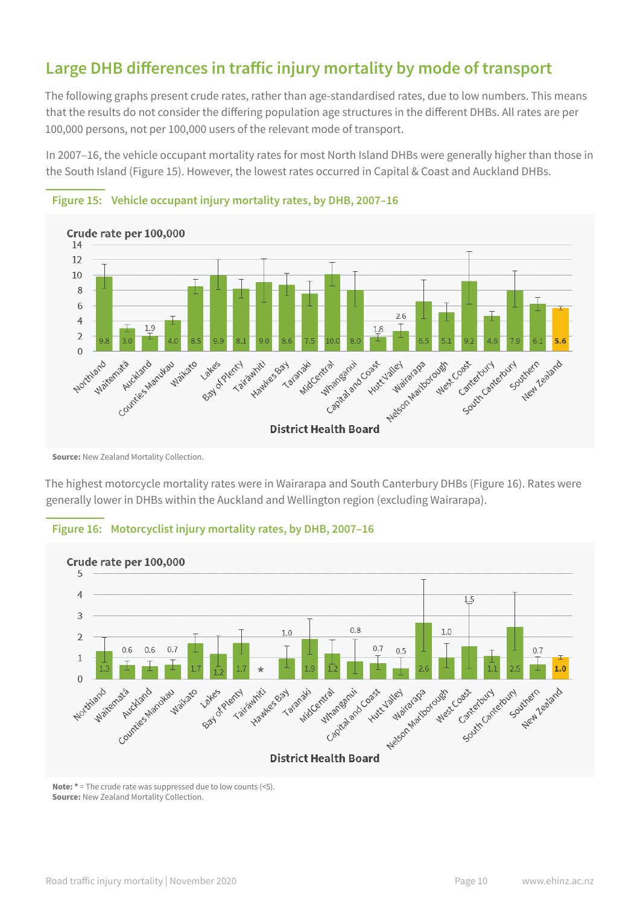## Large DHB differences in traffic injury mortality by mode of transport

The following graphs present crude rates, rather than age-standardised rates, due to low numbers. This means that the results do not consider the differing population age structures in the different DHBs. All rates are per 100,000 persons, not per 100,000 users of the relevant mode of transport.

In 2007–16, the vehicle occupant mortality rates for most North Island DHBs were generally higher than those in the South Island (Figure 15). However, the lowest rates occurred in Capital & Coast and Auckland DHBs.

**Figure 15: Vehicle occupant injury mortality rates, by DHB, 2007–16**

Crude rate per 100,000

| District Health Board | Crude rate per 100,000 |
|---|---|
| Northland | 9.8 |
| Waitematā | 3.0 |
| Auckland | 1.9 |
| Counties Manukau | 4.0 |
| Waikato | 8.5 |
| Lakes | 9.9 |
| Bay of Plenty | 8.1 |
| Tairāwhiti | 9.0 |
| Hawkes Bay | 8.6 |
| Taranaki | 7.5 |
| MidCentral | 10.0 |
| Whanganui | 8.0 |
| Capital and Coast | 1.8 |
| Hutt Valley | 2.6 |
| Wairarapa | 6.5 |
| Nelson Marlborough | 5.1 |
| West Coast | 9.2 |
| Canterbury | 4.6 |
| South Canterbury | 7.9 |
| Southern | 6.1 |
| New Zealand | 5.6 |

**Source:** New Zealand Mortality Collection.

The highest motorcycle mortality rates were in Wairarapa and South Canterbury DHBs (Figure 16). Rates were generally lower in DHBs within the Auckland and Wellington region (excluding Wairarapa).

**Figure 16: Motorcyclist injury mortality rates, by DHB, 2007–16**

Crude rate per 100,000

| District Health Board | Crude rate per 100,000 |
|---|---|
| Northland | 1.3 |
| Waitematā | 0.6 |
| Auckland | 0.6 |
| Counties Manukau | 0.7 |
| Waikato | 1.7 |
| Lakes | 1.2 |
| Bay of Plenty | 1.7 |
| Tairāwhiti | * |
| Hawkes Bay | 1.0 |
| Taranaki | 1.9 |
| MidCentral | 1.2 |
| Whanganui | 0.8 |
| Capital and Coast | 0.7 |
| Hutt Valley | 0.5 |
| Wairarapa | 2.6 |
| Nelson Marlborough | 1.0 |
| West Coast | 1.5 |
| Canterbury | 1.1 |
| South Canterbury | 2.5 |
| Southern | 0.7 |
| New Zealand | 1.0 |

**Note:** * = The crude rate was suppressed due to low counts (<5).
**Source:** New Zealand Mortality Collection.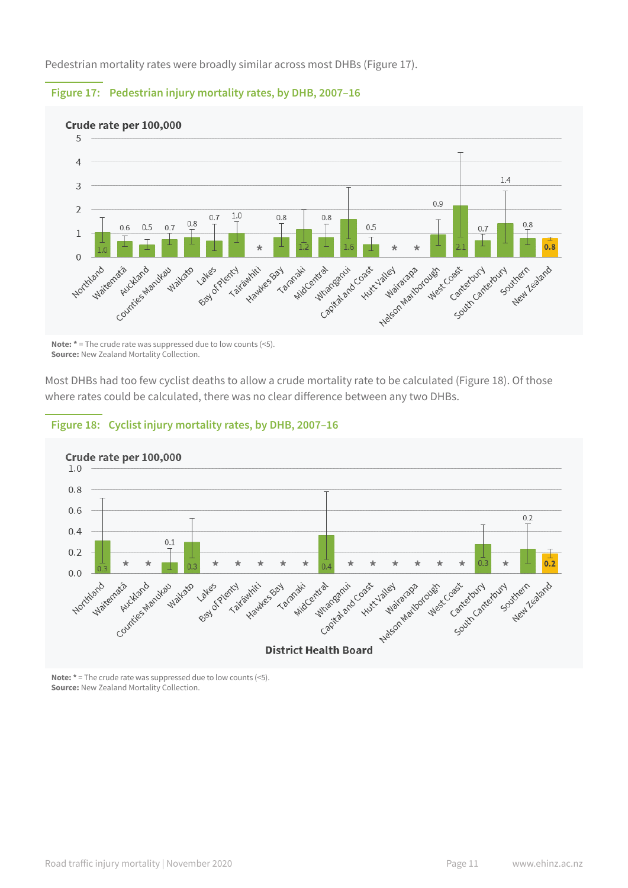Pedestrian mortality rates were broadly similar across most DHBs (Figure 17).

**Figure 17: Pedestrian injury mortality rates, by DHB, 2007–16**

| DHB | Crude rate per 100,000 |
|---|---|
| Northland | 1.0 |
| Waitematā | 0.6 |
| Auckland | 0.5 |
| Counties Manukau | 0.7 |
| Waikato | 0.8 |
| Lakes | 0.7 |
| Bay of Plenty | 1.0 |
| Tairāwhiti | * |
| Hawkes Bay | 0.8 |
| Taranaki | 1.2 |
| MidCentral | 0.8 |
| Whanganui | 1.6 |
| Capital and Coast | 0.5 |
| Hutt Valley | * |
| Wairarapa | * |
| Nelson Marlborough | 0.9 |
| West Coast | 2.1 |
| Canterbury | 0.7 |
| South Canterbury | 1.4 |
| Southern | 0.8 |
| New Zealand | 0.8 |

**Note:** * = The crude rate was suppressed due to low counts (<5).
**Source:** New Zealand Mortality Collection.

Most DHBs had too few cyclist deaths to allow a crude mortality rate to be calculated (Figure 18). Of those where rates could be calculated, there was no clear difference between any two DHBs.

**Figure 18: Cyclist injury mortality rates, by DHB, 2007–16**

| District Health Board | Crude rate per 100,000 |
|---|---|
| Northland | 0.3 |
| Waitematā | * |
| Auckland | * |
| Counties Manukau | 0.1 |
| Waikato | 0.3 |
| Lakes | * |
| Bay of Plenty | * |
| Tairāwhiti | * |
| Hawkes Bay | * |
| Taranaki | * |
| MidCentral | 0.4 |
| Whanganui | * |
| Capital and Coast | * |
| Hutt Valley | * |
| Wairarapa | * |
| Nelson Marlborough | * |
| West Coast | * |
| Canterbury | 0.3 |
| South Canterbury | * |
| Southern | 0.2 |
| New Zealand | 0.2 |

**Note:** * = The crude rate was suppressed due to low counts (<5).
**Source:** New Zealand Mortality Collection.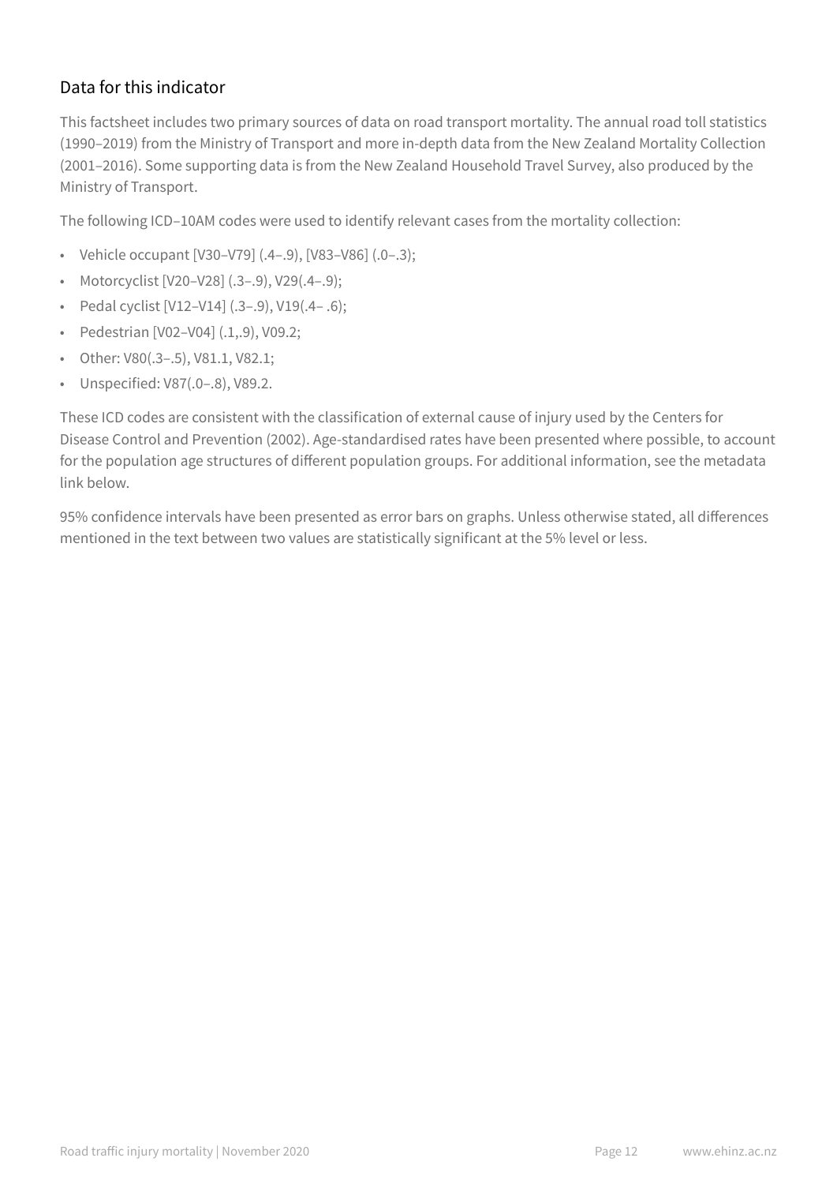## Data for this indicator

This factsheet includes two primary sources of data on road transport mortality. The annual road toll statistics (1990–2019) from the Ministry of Transport and more in-depth data from the New Zealand Mortality Collection (2001–2016). Some supporting data is from the New Zealand Household Travel Survey, also produced by the Ministry of Transport.

The following ICD–10AM codes were used to identify relevant cases from the mortality collection:

- Vehicle occupant [V30–V79] (.4–.9), [V83–V86] (.0–.3);
- Motorcyclist [V20–V28] (.3–.9), V29(.4–.9);
- Pedal cyclist [V12–V14] (.3–.9), V19(.4– .6);
- Pedestrian [V02–V04] (.1,.9), V09.2;
- Other: V80(.3–.5), V81.1, V82.1;
- Unspecified: V87(.0–.8), V89.2.

These ICD codes are consistent with the classification of external cause of injury used by the Centers for Disease Control and Prevention (2002). Age-standardised rates have been presented where possible, to account for the population age structures of different population groups. For additional information, see the metadata link below.

95% confidence intervals have been presented as error bars on graphs. Unless otherwise stated, all differences mentioned in the text between two values are statistically significant at the 5% level or less.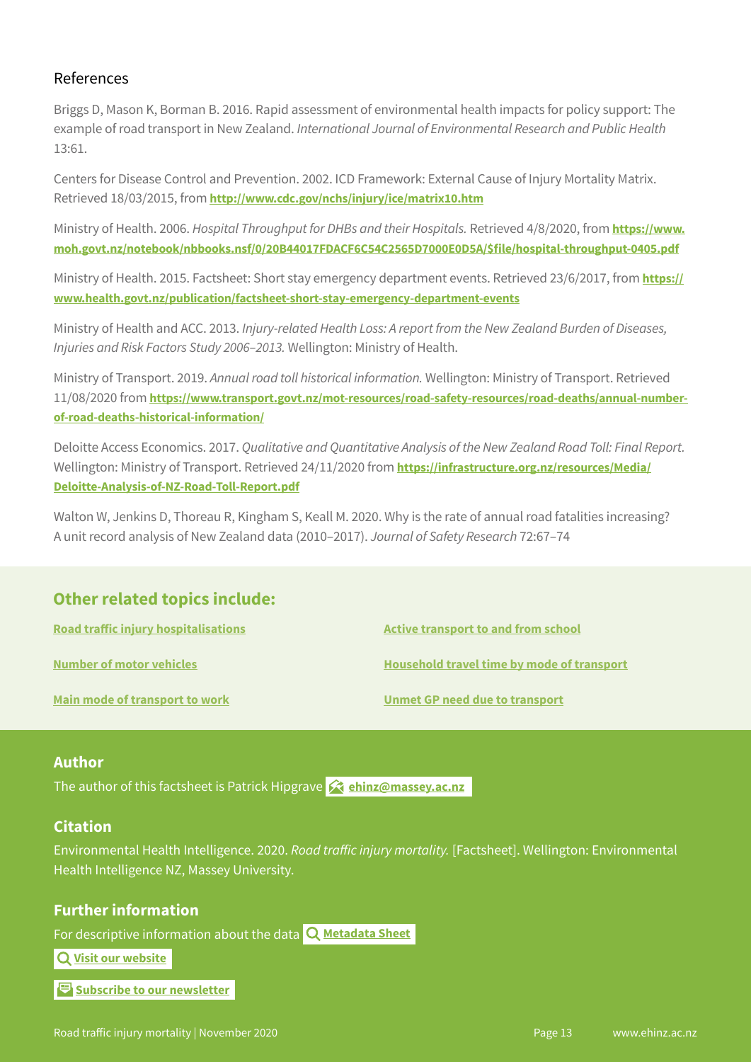## References

Briggs D, Mason K, Borman B. 2016. Rapid assessment of environmental health impacts for policy support: The example of road transport in New Zealand. *International Journal of Environmental Research and Public Health* 13:61.

Centers for Disease Control and Prevention. 2002. ICD Framework: External Cause of Injury Mortality Matrix. Retrieved 18/03/2015, from **http://www.cdc.gov/nchs/injury/ice/matrix10.htm**

Ministry of Health. 2006. *Hospital Throughput for DHBs and their Hospitals.* Retrieved 4/8/2020, from **https://www.moh.govt.nz/notebook/nbbooks.nsf/0/20B44017FDACF6C54C2565D7000E0D5A/$file/hospital-throughput-0405.pdf**

Ministry of Health. 2015. Factsheet: Short stay emergency department events. Retrieved 23/6/2017, from **https://www.health.govt.nz/publication/factsheet-short-stay-emergency-department-events**

Ministry of Health and ACC. 2013. *Injury-related Health Loss: A report from the New Zealand Burden of Diseases, Injuries and Risk Factors Study 2006–2013.* Wellington: Ministry of Health.

Ministry of Transport. 2019. *Annual road toll historical information.* Wellington: Ministry of Transport. Retrieved 11/08/2020 from **https://www.transport.govt.nz/mot-resources/road-safety-resources/road-deaths/annual-number-of-road-deaths-historical-information/**

Deloitte Access Economics. 2017. *Qualitative and Quantitative Analysis of the New Zealand Road Toll: Final Report.* Wellington: Ministry of Transport. Retrieved 24/11/2020 from **https://infrastructure.org.nz/resources/Media/Deloitte-Analysis-of-NZ-Road-Toll-Report.pdf**

Walton W, Jenkins D, Thoreau R, Kingham S, Keall M. 2020. Why is the rate of annual road fatalities increasing? A unit record analysis of New Zealand data (2010–2017). *Journal of Safety Research* 72:67–74

## Other related topics include:

- **Road traffic injury hospitalisations**
- **Number of motor vehicles**
- **Main mode of transport to work**
- **Active transport to and from school**
- **Household travel time by mode of transport**
- **Unmet GP need due to transport**

### Author

The author of this factsheet is Patrick Hipgrave **ehinz@massey.ac.nz**

### Citation

Environmental Health Intelligence. 2020. *Road traffic injury mortality.* [Factsheet]. Wellington: Environmental Health Intelligence NZ, Massey University.

### Further information

For descriptive information about the data **Metadata Sheet**

**Visit our website**

**Subscribe to our newsletter**